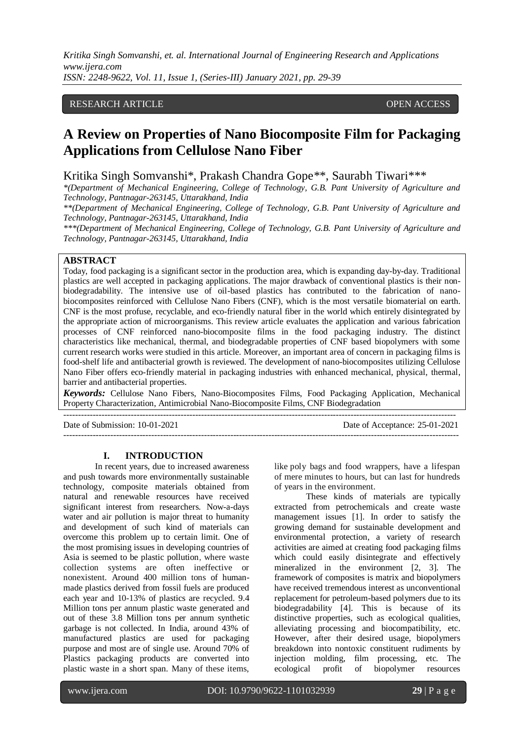RESEARCH ARTICLE OPEN ACCESS

# A Review on Properties of Nano Biocomposite Film for Packaging Applications from Cellulose Nano Fiber

Kritika Singh Somvanshi*, Prakash Chandra Gope**, Saurabh Tiwari***

*\*(Department of Mechanical Engineering, College of Technology, G.B. Pant University of Agriculture and Technology, Pantnagar-263145, Uttarakhand, India*

*\*\*(Department of Mechanical Engineering, College of Technology, G.B. Pant University of Agriculture and Technology, Pantnagar-263145, Uttarakhand, India*

*\*\*\*(Department of Mechanical Engineering, College of Technology, G.B. Pant University of Agriculture and Technology, Pantnagar-263145, Uttarakhand, India*

## ABSTRACT

Today, food packaging is a significant sector in the production area, which is expanding day-by-day. Traditional plastics are well accepted in packaging applications. The major drawback of conventional plastics is their non-biodegradability. The intensive use of oil-based plastics has contributed to the fabrication of nano-biocomposites reinforced with Cellulose Nano Fibers (CNF), which is the most versatile biomaterial on earth. CNF is the most profuse, recyclable, and eco-friendly natural fiber in the world which entirely disintegrated by the appropriate action of microorganisms. This review article evaluates the application and various fabrication processes of CNF reinforced nano-biocomposite films in the food packaging industry. The distinct characteristics like mechanical, thermal, and biodegradable properties of CNF based biopolymers with some current research works were studied in this article. Moreover, an important area of concern in packaging films is food-shelf life and antibacterial growth is reviewed. The development of nano-biocomposites utilizing Cellulose Nano Fiber offers eco-friendly material in packaging industries with enhanced mechanical, physical, thermal, barrier and antibacterial properties.

***Keywords:*** Cellulose Nano Fibers, Nano-Biocomposites Films, Food Packaging Application, Mechanical Property Characterization, Antimicrobial Nano-Biocomposite Films, CNF Biodegradation

---

Date of Submission: 10-01-2021 Date of Acceptance: 25-01-2021

---

## I. INTRODUCTION

In recent years, due to increased awareness and push towards more environmentally sustainable technology, composite materials obtained from natural and renewable resources have received significant interest from researchers. Now-a-days water and air pollution is major threat to humanity and development of such kind of materials can overcome this problem up to certain limit. One of the most promising issues in developing countries of Asia is seemed to be plastic pollution, where waste collection systems are often ineffective or nonexistent. Around 400 million tons of human-made plastics derived from fossil fuels are produced each year and 10-13% of plastics are recycled. 9.4 Million tons per annum plastic waste generated and out of these 3.8 Million tons per annum synthetic garbage is not collected. In India, around 43% of manufactured plastics are used for packaging purpose and most are of single use. Around 70% of Plastics packaging products are converted into plastic waste in a short span. Many of these items, like poly bags and food wrappers, have a lifespan of mere minutes to hours, but can last for hundreds of years in the environment.

These kinds of materials are typically extracted from petrochemicals and create waste management issues [1]. In order to satisfy the growing demand for sustainable development and environmental protection, a variety of research activities are aimed at creating food packaging films which could easily disintegrate and effectively mineralized in the environment [2, 3]. The framework of composites is matrix and biopolymers have received tremendous interest as unconventional replacement for petroleum-based polymers due to its biodegradability [4]. This is because of its distinctive properties, such as ecological qualities, alleviating processing and biocompatibility, etc. However, after their desired usage, biopolymers breakdown into nontoxic constituent rudiments by injection molding, film processing, etc. The ecological profit of biopolymer resources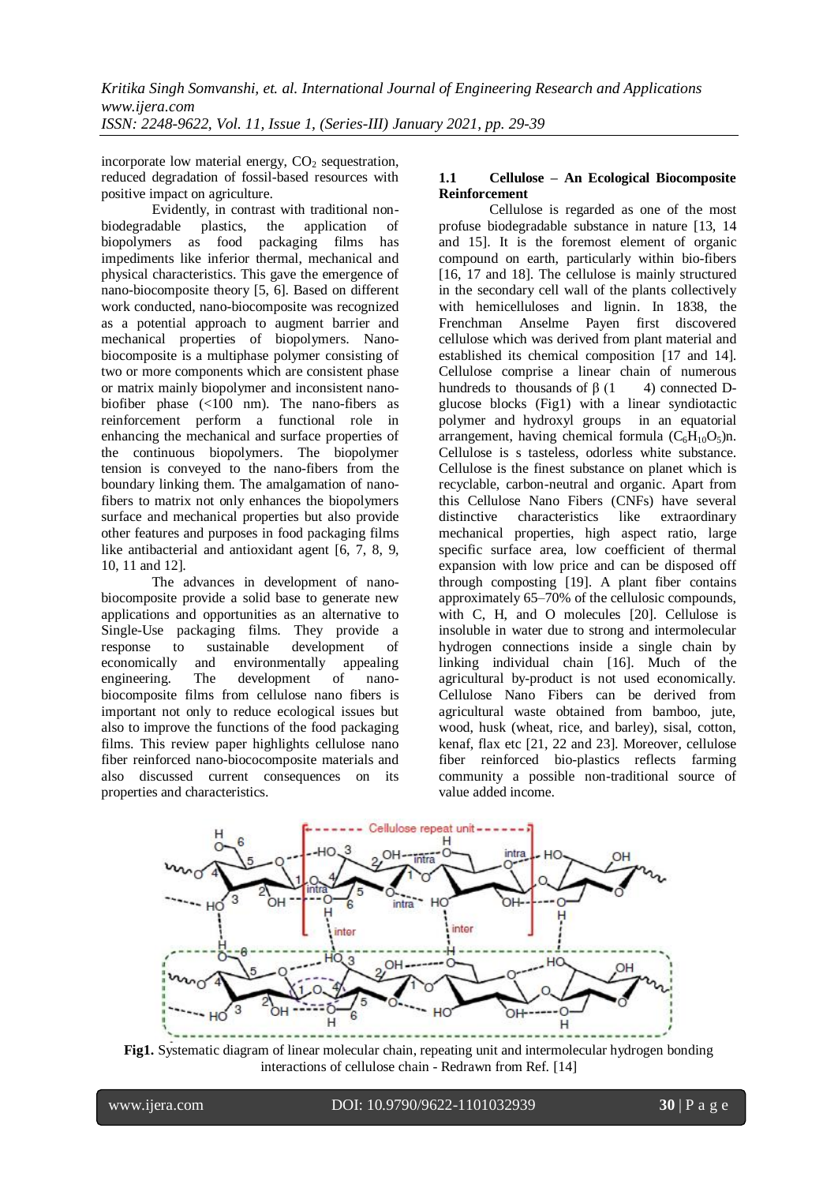incorporate low material energy, $CO_2$ sequestration, reduced degradation of fossil-based resources with positive impact on agriculture.

Evidently, in contrast with traditional non-biodegradable plastics, the application of biopolymers as food packaging films has impediments like inferior thermal, mechanical and physical characteristics. This gave the emergence of nano-biocomposite theory [5, 6]. Based on different work conducted, nano-biocomposite was recognized as a potential approach to augment barrier and mechanical properties of biopolymers. Nano-biocomposite is a multiphase polymer consisting of two or more components which are consistent phase or matrix mainly biopolymer and inconsistent nano-biofiber phase (<100 nm). The nano-fibers as reinforcement perform a functional role in enhancing the mechanical and surface properties of the continuous biopolymers. The biopolymer tension is conveyed to the nano-fibers from the boundary linking them. The amalgamation of nano-fibers to matrix not only enhances the biopolymers surface and mechanical properties but also provide other features and purposes in food packaging films like antibacterial and antioxidant agent [6, 7, 8, 9, 10, 11 and 12].

The advances in development of nano-biocomposite provide a solid base to generate new applications and opportunities as an alternative to Single-Use packaging films. They provide a response to sustainable development of economically and environmentally appealing engineering. The development of nano-biocomposite films from cellulose nano fibers is important not only to reduce ecological issues but also to improve the functions of the food packaging films. This review paper highlights cellulose nano fiber reinforced nano-biococomposite materials and also discussed current consequences on its properties and characteristics.

### 1.1 Cellulose – An Ecological Biocomposite Reinforcement

Cellulose is regarded as one of the most profuse biodegradable substance in nature [13, 14 and 15]. It is the foremost element of organic compound on earth, particularly within bio-fibers [16, 17 and 18]. The cellulose is mainly structured in the secondary cell wall of the plants collectively with hemicelluloses and lignin. In 1838, the Frenchman Anselme Payen first discovered cellulose which was derived from plant material and established its chemical composition [17 and 14]. Cellulose comprise a linear chain of numerous hundreds to thousands of β (1  4) connected D-glucose blocks (Fig1) with a linear syndiotactic polymer and hydroxyl groups in an equatorial arrangement, having chemical formula $(C_6H_{10}O_5)n$. Cellulose is s tasteless, odorless white substance. Cellulose is the finest substance on planet which is recyclable, carbon-neutral and organic. Apart from this Cellulose Nano Fibers (CNFs) have several distinctive characteristics like extraordinary mechanical properties, high aspect ratio, large specific surface area, low coefficient of thermal expansion with low price and can be disposed off through composting [19]. A plant fiber contains approximately 65–70% of the cellulosic compounds, with C, H, and O molecules [20]. Cellulose is insoluble in water due to strong and intermolecular hydrogen connections inside a single chain by linking individual chain [16]. Much of the agricultural by-product is not used economically. Cellulose Nano Fibers can be derived from agricultural waste obtained from bamboo, jute, wood, husk (wheat, rice, and barley), sisal, cotton, kenaf, flax etc [21, 22 and 23]. Moreover, cellulose fiber reinforced bio-plastics reflects farming community a possible non-traditional source of value added income.

**Fig1.** Systematic diagram of linear molecular chain, repeating unit and intermolecular hydrogen bonding interactions of cellulose chain - Redrawn from Ref. [14]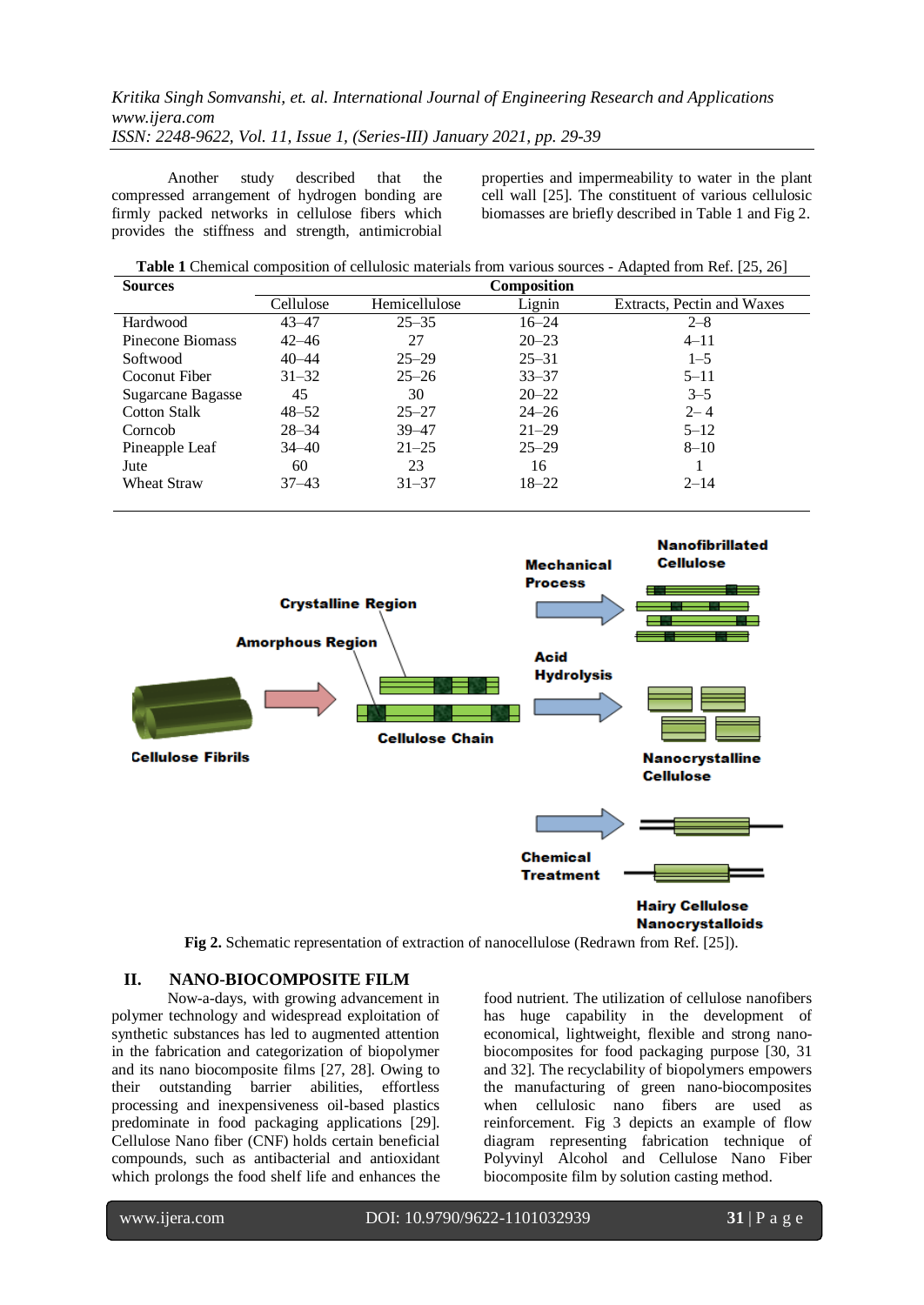Another study described that the compressed arrangement of hydrogen bonding are firmly packed networks in cellulose fibers which provides the stiffness and strength, antimicrobial properties and impermeability to water in the plant cell wall [25]. The constituent of various cellulosic biomasses are briefly described in Table 1 and Fig 2.

**Table 1** Chemical composition of cellulosic materials from various sources - Adapted from Ref. [25, 26]

| Sources | Composition | | | |
|---|---|---|---|---|
| | Cellulose | Hemicellulose | Lignin | Extracts, Pectin and Waxes |
| Hardwood | 43–47 | 25–35 | 16–24 | 2–8 |
| Pinecone Biomass | 42–46 | 27 | 20–23 | 4–11 |
| Softwood | 40–44 | 25–29 | 25–31 | 1–5 |
| Coconut Fiber | 31–32 | 25–26 | 33–37 | 5–11 |
| Sugarcane Bagasse | 45 | 30 | 20–22 | 3–5 |
| Cotton Stalk | 48–52 | 25–27 | 24–26 | 2– 4 |
| Corncob | 28–34 | 39–47 | 21–29 | 5–12 |
| Pineapple Leaf | 34–40 | 21–25 | 25–29 | 8–10 |
| Jute | 60 | 23 | 16 | 1 |
| Wheat Straw | 37–43 | 31–37 | 18–22 | 2–14 |

**Fig 2.** Schematic representation of extraction of nanocellulose (Redrawn from Ref. [25]).

## II. NANO-BIOCOMPOSITE FILM

Now-a-days, with growing advancement in polymer technology and widespread exploitation of synthetic substances has led to augmented attention in the fabrication and categorization of biopolymer and its nano biocomposite films [27, 28]. Owing to their outstanding barrier abilities, effortless processing and inexpensiveness oil-based plastics predominate in food packaging applications [29]. Cellulose Nano fiber (CNF) holds certain beneficial compounds, such as antibacterial and antioxidant which prolongs the food shelf life and enhances the food nutrient. The utilization of cellulose nanofibers has huge capability in the development of economical, lightweight, flexible and strong nano-biocomposites for food packaging purpose [30, 31 and 32]. The recyclability of biopolymers empowers the manufacturing of green nano-biocomposites when cellulosic nano fibers are used as reinforcement. Fig 3 depicts an example of flow diagram representing fabrication technique of Polyvinyl Alcohol and Cellulose Nano Fiber biocomposite film by solution casting method.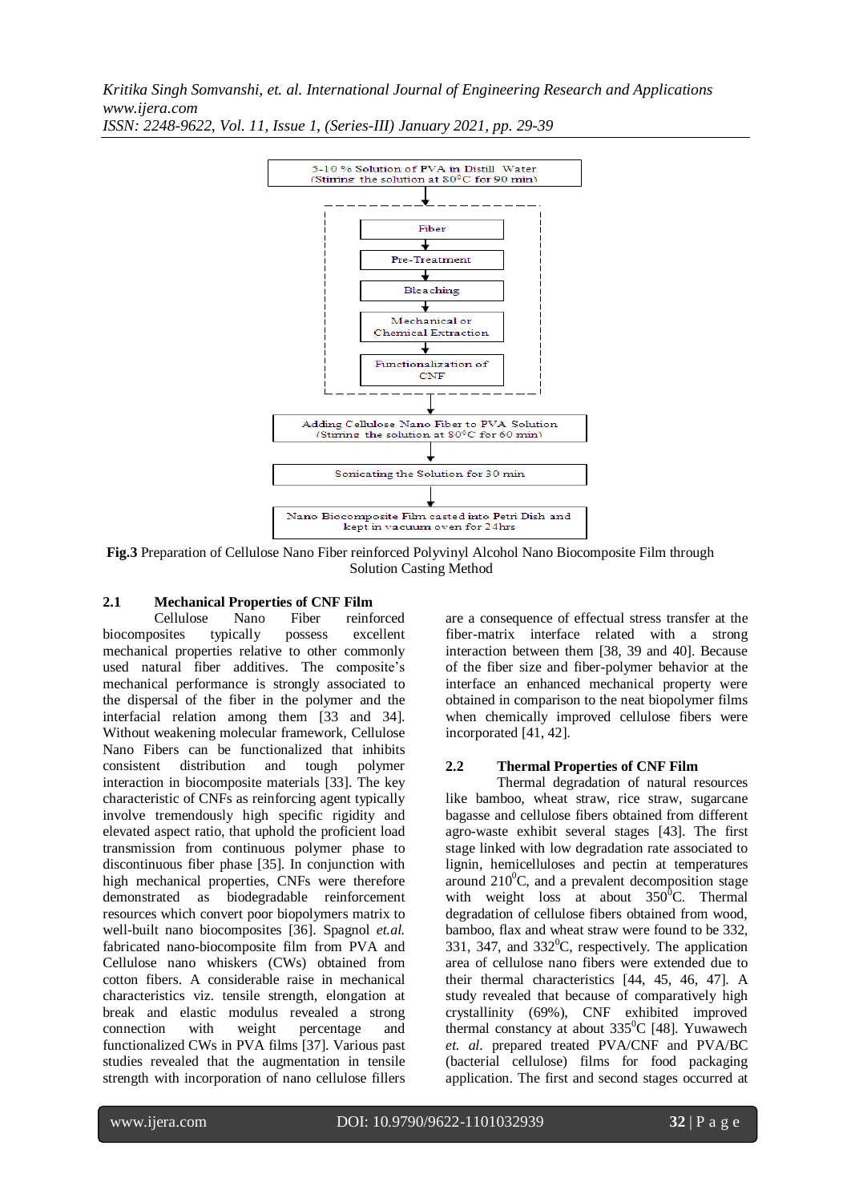5-10 % Solution of PVA in Distill Water
(Stirring the solution at 80°C for 90 min)

↓

Fiber → Pre-Treatment → Bleaching → Mechanical or Chemical Extraction → Functionalization of CNF

↓

Adding Cellulose Nano Fiber to PVA Solution
(Stirring the solution at 80°C for 60 min)

↓

Sonicating the Solution for 30 min

↓

Nano Biocomposite Film casted into Petri Dish and kept in vacuum oven for 24hrs

**Fig.3** Preparation of Cellulose Nano Fiber reinforced Polyvinyl Alcohol Nano Biocomposite Film through Solution Casting Method

## 2.1 Mechanical Properties of CNF Film

Cellulose Nano Fiber reinforced biocomposites typically possess excellent mechanical properties relative to other commonly used natural fiber additives. The composite's mechanical performance is strongly associated to the dispersal of the fiber in the polymer and the interfacial relation among them [33 and 34]. Without weakening molecular framework, Cellulose Nano Fibers can be functionalized that inhibits consistent distribution and tough polymer interaction in biocomposite materials [33]. The key characteristic of CNFs as reinforcing agent typically involve tremendously high specific rigidity and elevated aspect ratio, that uphold the proficient load transmission from continuous polymer phase to discontinuous fiber phase [35]. In conjunction with high mechanical properties, CNFs were therefore demonstrated as biodegradable reinforcement resources which convert poor biopolymers matrix to well-built nano biocomposites [36]. Spagnol *et.al.* fabricated nano-biocomposite film from PVA and Cellulose nano whiskers (CWs) obtained from cotton fibers. A considerable raise in mechanical characteristics viz. tensile strength, elongation at break and elastic modulus revealed a strong connection with weight percentage and functionalized CWs in PVA films [37]. Various past studies revealed that the augmentation in tensile strength with incorporation of nano cellulose fillers are a consequence of effectual stress transfer at the fiber-matrix interface related with a strong interaction between them [38, 39 and 40]. Because of the fiber size and fiber-polymer behavior at the interface an enhanced mechanical property were obtained in comparison to the neat biopolymer films when chemically improved cellulose fibers were incorporated [41, 42].

## 2.2 Thermal Properties of CNF Film

Thermal degradation of natural resources like bamboo, wheat straw, rice straw, sugarcane bagasse and cellulose fibers obtained from different agro-waste exhibit several stages [43]. The first stage linked with low degradation rate associated to lignin, hemicelluloses and pectin at temperatures around 210$^0$C, and a prevalent decomposition stage with weight loss at about 350$^0$C. Thermal degradation of cellulose fibers obtained from wood, bamboo, flax and wheat straw were found to be 332, 331, 347, and 332$^0$C, respectively. The application area of cellulose nano fibers were extended due to their thermal characteristics [44, 45, 46, 47]. A study revealed that because of comparatively high crystallinity (69%), CNF exhibited improved thermal constancy at about 335$^0$C [48]. Yuwawech *et. al.* prepared treated PVA/CNF and PVA/BC (bacterial cellulose) films for food packaging application. The first and second stages occurred at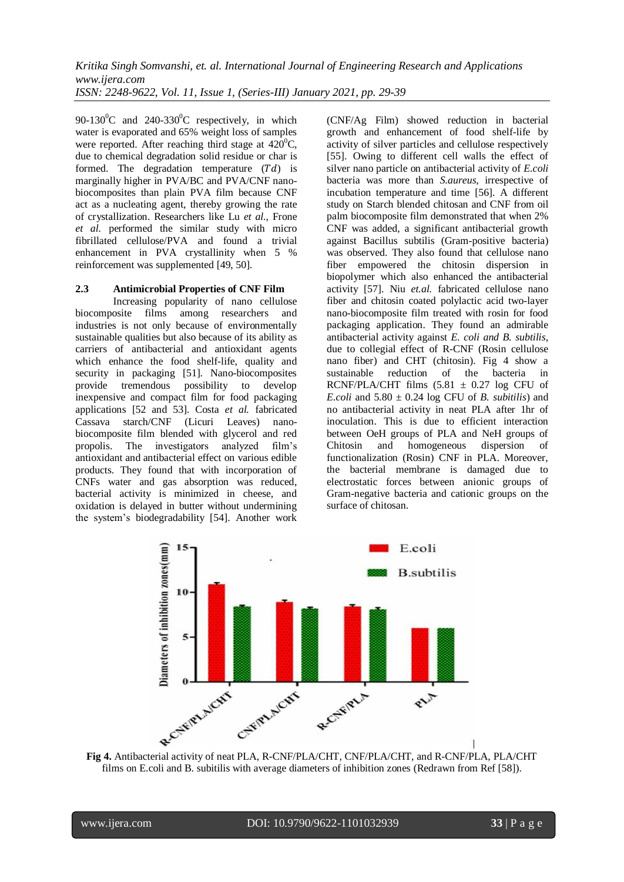90-130$^0$C and 240-330$^0$C respectively, in which water is evaporated and 65% weight loss of samples were reported. After reaching third stage at 420$^0$C, due to chemical degradation solid residue or char is formed. The degradation temperature ($Td$) is marginally higher in PVA/BC and PVA/CNF nano-biocomposites than plain PVA film because CNF act as a nucleating agent, thereby growing the rate of crystallization. Researchers like Lu *et al.*, Frone *et al.* performed the similar study with micro fibrillated cellulose/PVA and found a trivial enhancement in PVA crystallinity when 5 % reinforcement was supplemented [49, 50].

### 2.3 Antimicrobial Properties of CNF Film

Increasing popularity of nano cellulose biocomposite films among researchers and industries is not only because of environmentally sustainable qualities but also because of its ability as carriers of antibacterial and antioxidant agents which enhance the food shelf-life, quality and security in packaging [51]. Nano-biocomposites provide tremendous possibility to develop inexpensive and compact film for food packaging applications [52 and 53]. Costa *et al.* fabricated Cassava starch/CNF (Licuri Leaves) nano-biocomposite film blended with glycerol and red propolis. The investigators analyzed film's antioxidant and antibacterial effect on various edible products. They found that with incorporation of CNFs water and gas absorption was reduced, bacterial activity is minimized in cheese, and oxidation is delayed in butter without undermining the system's biodegradability [54]. Another work (CNF/Ag Film) showed reduction in bacterial growth and enhancement of food shelf-life by activity of silver particles and cellulose respectively [55]. Owing to different cell walls the effect of silver nano particle on antibacterial activity of *E.coli* bacteria was more than *S.aureus*, irrespective of incubation temperature and time [56]. A different study on Starch blended chitosan and CNF from oil palm biocomposite film demonstrated that when 2% CNF was added, a significant antibacterial growth against Bacillus subtilis (Gram-positive bacteria) was observed. They also found that cellulose nano fiber empowered the chitosin dispersion in biopolymer which also enhanced the antibacterial activity [57]. Niu *et.al.* fabricated cellulose nano fiber and chitosin coated polylactic acid two-layer nano-biocomposite film treated with rosin for food packaging application. They found an admirable antibacterial activity against *E. coli and B. subtilis*, due to collegial effect of R-CNF (Rosin cellulose nano fiber) and CHT (chitosin). Fig 4 show a sustainable reduction of the bacteria in RCNF/PLA/CHT films (5.81 ± 0.27 log CFU of *E.coli* and 5.80 ± 0.24 log CFU of *B. subitilis*) and no antibacterial activity in neat PLA after 1hr of inoculation. This is due to efficient interaction between OeH groups of PLA and NeH groups of Chitosin and homogeneous dispersion of functionalization (Rosin) CNF in PLA. Moreover, the bacterial membrane is damaged due to electrostatic forces between anionic groups of Gram-negative bacteria and cationic groups on the surface of chitosan.

**Fig 4.** Antibacterial activity of neat PLA, R-CNF/PLA/CHT, CNF/PLA/CHT, and R-CNF/PLA, PLA/CHT films on E.coli and B. subitilis with average diameters of inhibition zones (Redrawn from Ref [58]).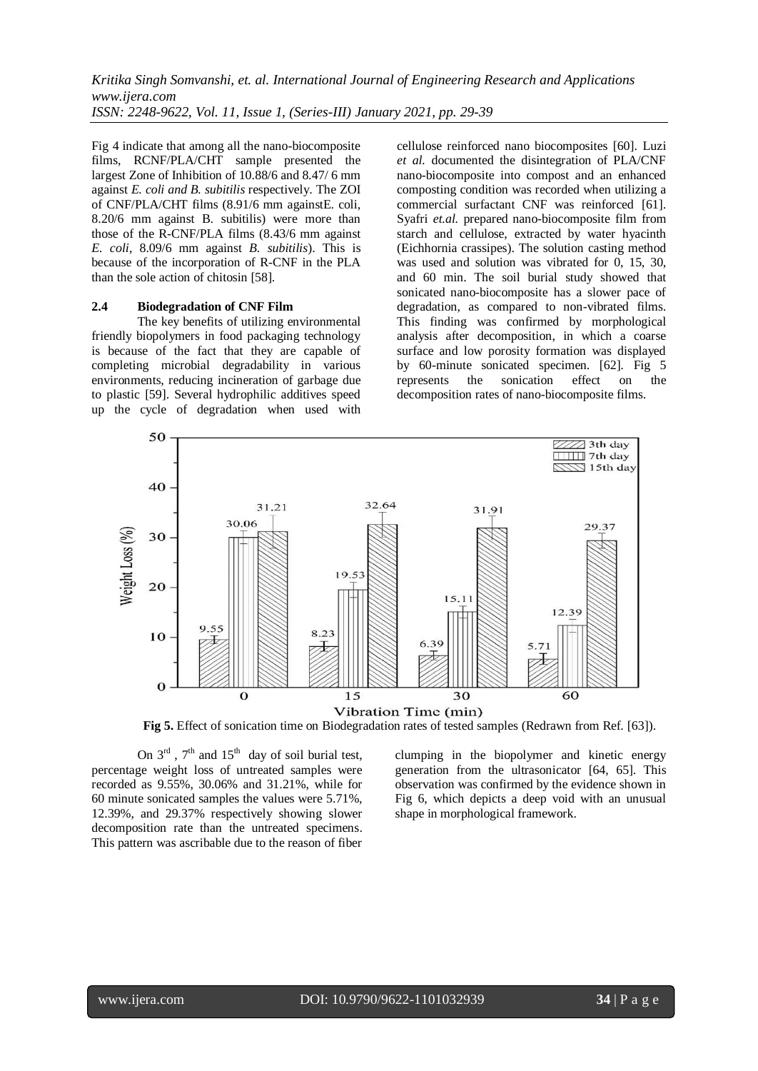Fig 4 indicate that among all the nano-biocomposite films, RCNF/PLA/CHT sample presented the largest Zone of Inhibition of 10.88/6 and 8.47/ 6 mm against *E. coli and B. subitilis* respectively. The ZOI of CNF/PLA/CHT films (8.91/6 mm againstE. coli, 8.20/6 mm against B. subitilis) were more than those of the R-CNF/PLA films (8.43/6 mm against *E. coli*, 8.09/6 mm against *B. subitilis*). This is because of the incorporation of R-CNF in the PLA than the sole action of chitosin [58].

### 2.4 Biodegradation of CNF Film

The key benefits of utilizing environmental friendly biopolymers in food packaging technology is because of the fact that they are capable of completing microbial degradability in various environments, reducing incineration of garbage due to plastic [59]. Several hydrophilic additives speed up the cycle of degradation when used with cellulose reinforced nano biocomposites [60]. Luzi *et al.* documented the disintegration of PLA/CNF nano-biocomposite into compost and an enhanced composting condition was recorded when utilizing a commercial surfactant CNF was reinforced [61]. Syafri *et.al.* prepared nano-biocomposite film from starch and cellulose, extracted by water hyacinth (Eichhornia crassipes). The solution casting method was used and solution was vibrated for 0, 15, 30, and 60 min. The soil burial study showed that sonicated nano-biocomposite has a slower pace of degradation, as compared to non-vibrated films. This finding was confirmed by morphological analysis after decomposition, in which a coarse surface and low porosity formation was displayed by 60-minute sonicated specimen. [62]. Fig 5 represents the sonication effect on the decomposition rates of nano-biocomposite films.

**Fig 5.** Effect of sonication time on Biodegradation rates of tested samples (Redrawn from Ref. [63]).

On 3[rd], 7[th] and 15[th] day of soil burial test, percentage weight loss of untreated samples were recorded as 9.55%, 30.06% and 31.21%, while for 60 minute sonicated samples the values were 5.71%, 12.39%, and 29.37% respectively showing slower decomposition rate than the untreated specimens. This pattern was ascribable due to the reason of fiber clumping in the biopolymer and kinetic energy generation from the ultrasonicator [64, 65]. This observation was confirmed by the evidence shown in Fig 6, which depicts a deep void with an unusual shape in morphological framework.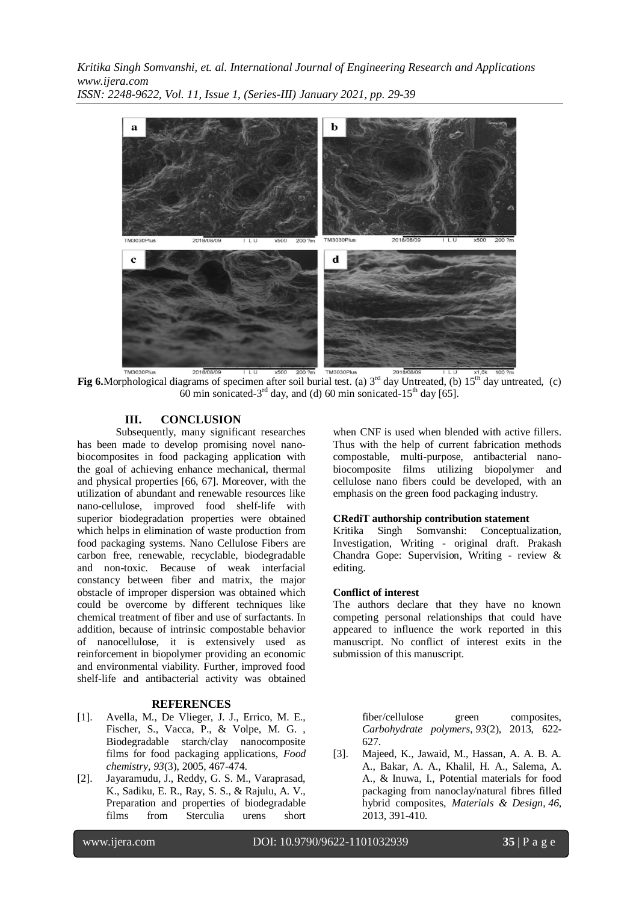**Fig 6.**Morphological diagrams of specimen after soil burial test. (a) 3rd day Untreated, (b) 15th day untreated, (c) 60 min sonicated-3rd day, and (d) 60 min sonicated-15th day [65].

## III. CONCLUSION

Subsequently, many significant researches has been made to develop promising novel nano-biocomposites in food packaging application with the goal of achieving enhance mechanical, thermal and physical properties [66, 67]. Moreover, with the utilization of abundant and renewable resources like nano-cellulose, improved food shelf-life with superior biodegradation properties were obtained which helps in elimination of waste production from food packaging systems. Nano Cellulose Fibers are carbon free, renewable, recyclable, biodegradable and non-toxic. Because of weak interfacial constancy between fiber and matrix, the major obstacle of improper dispersion was obtained which could be overcome by different techniques like chemical treatment of fiber and use of surfactants. In addition, because of intrinsic compostable behavior of nanocellulose, it is extensively used as reinforcement in biopolymer providing an economic and environmental viability. Further, improved food shelf-life and antibacterial activity was obtained when CNF is used when blended with active fillers. Thus with the help of current fabrication methods compostable, multi-purpose, antibacterial nano-biocomposite films utilizing biopolymer and cellulose nano fibers could be developed, with an emphasis on the green food packaging industry.

**CRediT authorship contribution statement**

Kritika Singh Somvanshi: Conceptualization, Investigation, Writing - original draft. Prakash Chandra Gope: Supervision, Writing - review & editing.

**Conflict of interest**

The authors declare that they have no known competing personal relationships that could have appeared to influence the work reported in this manuscript. No conflict of interest exits in the submission of this manuscript.

## REFERENCES

[1]. Avella, M., De Vlieger, J. J., Errico, M. E., Fischer, S., Vacca, P., & Volpe, M. G. , Biodegradable starch/clay nanocomposite films for food packaging applications, *Food chemistry*, *93*(3), 2005, 467-474.

[2]. Jayaramudu, J., Reddy, G. S. M., Varaprasad, K., Sadiku, E. R., Ray, S. S., & Rajulu, A. V., Preparation and properties of biodegradable films from Sterculia urens short fiber/cellulose green composites, *Carbohydrate polymers*, *93*(2), 2013, 622-627.

[3]. Majeed, K., Jawaid, M., Hassan, A. A. B. A. A., Bakar, A. A., Khalil, H. A., Salema, A. A., & Inuwa, I., Potential materials for food packaging from nanoclay/natural fibres filled hybrid composites, *Materials & Design*, *46*, 2013, 391-410.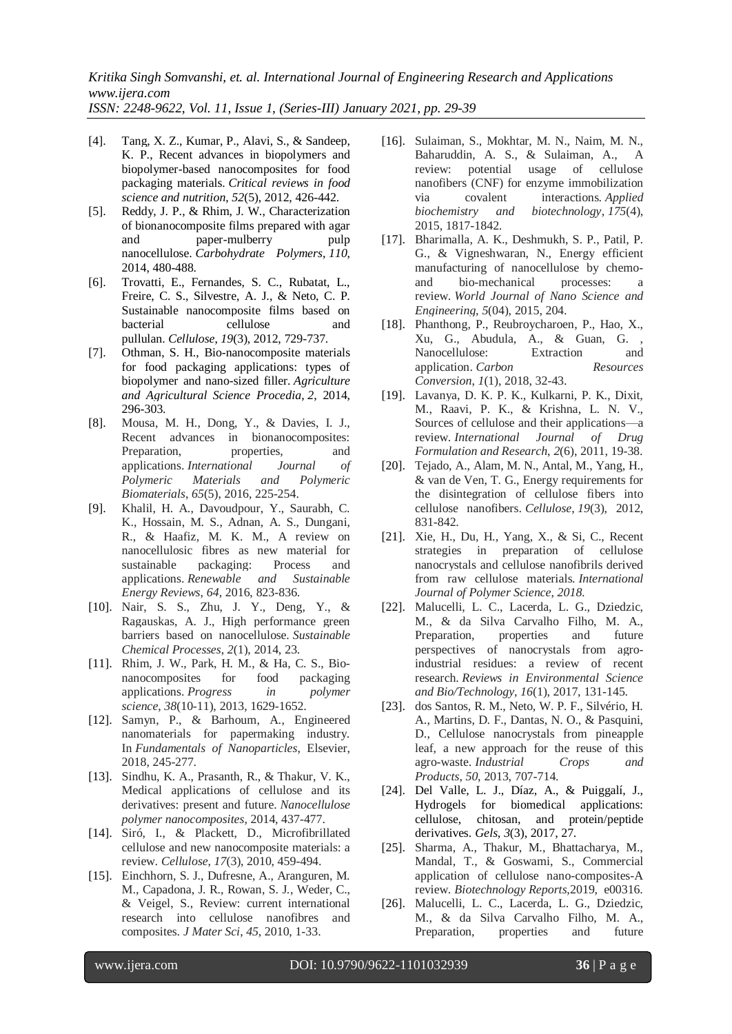[4]. Tang, X. Z., Kumar, P., Alavi, S., & Sandeep, K. P., Recent advances in biopolymers and biopolymer-based nanocomposites for food packaging materials. *Critical reviews in food science and nutrition*, *52*(5), 2012, 426-442.

[5]. Reddy, J. P., & Rhim, J. W., Characterization of bionanocomposite films prepared with agar and paper-mulberry pulp nanocellulose. *Carbohydrate Polymers*, *110*, 2014, 480-488.

[6]. Trovatti, E., Fernandes, S. C., Rubatat, L., Freire, C. S., Silvestre, A. J., & Neto, C. P. Sustainable nanocomposite films based on bacterial cellulose and pullulan. *Cellulose*, *19*(3), 2012, 729-737.

[7]. Othman, S. H., Bio-nanocomposite materials for food packaging applications: types of biopolymer and nano-sized filler. *Agriculture and Agricultural Science Procedia*, *2*, 2014, 296-303.

[8]. Mousa, M. H., Dong, Y., & Davies, I. J., Recent advances in bionanocomposites: Preparation, properties, and applications. *International Journal of Polymeric Materials and Polymeric Biomaterials*, *65*(5), 2016, 225-254.

[9]. Khalil, H. A., Davoudpour, Y., Saurabh, C. K., Hossain, M. S., Adnan, A. S., Dungani, R., & Haafiz, M. K. M., A review on nanocellulosic fibres as new material for sustainable packaging: Process and applications. *Renewable and Sustainable Energy Reviews*, *64*, 2016, 823-836.

[10]. Nair, S. S., Zhu, J. Y., Deng, Y., & Ragauskas, A. J., High performance green barriers based on nanocellulose. *Sustainable Chemical Processes*, *2*(1), 2014, 23.

[11]. Rhim, J. W., Park, H. M., & Ha, C. S., Bio-nanocomposites for food packaging applications. *Progress in polymer science*, *38*(10-11), 2013, 1629-1652.

[12]. Samyn, P., & Barhoum, A., Engineered nanomaterials for papermaking industry. In *Fundamentals of Nanoparticles*, Elsevier, 2018, 245-277.

[13]. Sindhu, K. A., Prasanth, R., & Thakur, V. K., Medical applications of cellulose and its derivatives: present and future. *Nanocellulose polymer nanocomposites*, 2014, 437-477.

[14]. Siró, I., & Plackett, D., Microfibrillated cellulose and new nanocomposite materials: a review. *Cellulose*, *17*(3), 2010, 459-494.

[15]. Einchhorn, S. J., Dufresne, A., Aranguren, M. M., Capadona, J. R., Rowan, S. J., Weder, C., & Veigel, S., Review: current international research into cellulose nanofibres and composites. *J Mater Sci*, *45*, 2010, 1-33.

[16]. Sulaiman, S., Mokhtar, M. N., Naim, M. N., Baharuddin, A. S., & Sulaiman, A., A review: potential usage of cellulose nanofibers (CNF) for enzyme immobilization via covalent interactions. *Applied biochemistry and biotechnology*, *175*(4), 2015, 1817-1842.

[17]. Bharimalla, A. K., Deshmukh, S. P., Patil, P. G., & Vigneshwaran, N., Energy efficient manufacturing of nanocellulose by chemo- and bio-mechanical processes: a review. *World Journal of Nano Science and Engineering*, *5*(04), 2015, 204.

[18]. Phanthong, P., Reubroycharoen, P., Hao, X., Xu, G., Abudula, A., & Guan, G. , Nanocellulose: Extraction and application. *Carbon Resources Conversion*, *1*(1), 2018, 32-43.

[19]. Lavanya, D. K. P. K., Kulkarni, P. K., Dixit, M., Raavi, P. K., & Krishna, L. N. V., Sources of cellulose and their applications—a review. *International Journal of Drug Formulation and Research*, *2*(6), 2011, 19-38.

[20]. Tejado, A., Alam, M. N., Antal, M., Yang, H., & van de Ven, T. G., Energy requirements for the disintegration of cellulose fibers into cellulose nanofibers. *Cellulose*, *19*(3), 2012, 831-842.

[21]. Xie, H., Du, H., Yang, X., & Si, C., Recent strategies in preparation of cellulose nanocrystals and cellulose nanofibrils derived from raw cellulose materials. *International Journal of Polymer Science*, *2018*.

[22]. Malucelli, L. C., Lacerda, L. G., Dziedzic, M., & da Silva Carvalho Filho, M. A., Preparation, properties and future perspectives of nanocrystals from agro-industrial residues: a review of recent research. *Reviews in Environmental Science and Bio/Technology*, *16*(1), 2017, 131-145.

[23]. dos Santos, R. M., Neto, W. P. F., Silvério, H. A., Martins, D. F., Dantas, N. O., & Pasquini, D., Cellulose nanocrystals from pineapple leaf, a new approach for the reuse of this agro-waste. *Industrial Crops and Products*, *50*, 2013, 707-714.

[24]. Del Valle, L. J., Díaz, A., & Puiggalí, J., Hydrogels for biomedical applications: cellulose, chitosan, and protein/peptide derivatives. *Gels*, *3*(3), 2017, 27.

[25]. Sharma, A., Thakur, M., Bhattacharya, M., Mandal, T., & Goswami, S., Commercial application of cellulose nano-composites-A review. *Biotechnology Reports*,2019, e00316.

[26]. Malucelli, L. C., Lacerda, L. G., Dziedzic, M., & da Silva Carvalho Filho, M. A., Preparation, properties and future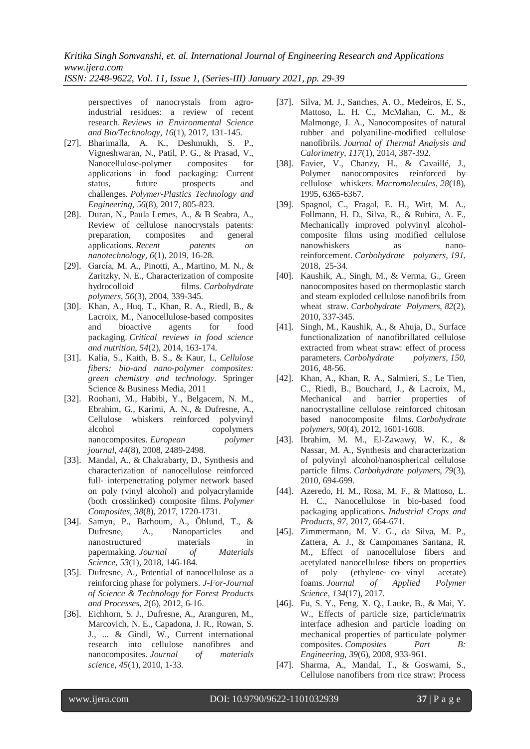perspectives of nanocrystals from agro-industrial residues: a review of recent research. *Reviews in Environmental Science and Bio/Technology*, *16*(1), 2017, 131-145.

[27]. Bharimalla, A. K., Deshmukh, S. P., Vigneshwaran, N., Patil, P. G., & Prasad, V., Nanocellulose-polymer composites for applications in food packaging: Current status, future prospects and challenges. *Polymer-Plastics Technology and Engineering*, *56*(8), 2017, 805-823.

[28]. Duran, N., Paula Lemes, A., & B Seabra, A., Review of cellulose nanocrystals patents: preparation, composites and general applications. *Recent patents on nanotechnology*, *6*(1), 2019, 16-28.

[29]. García, M. A., Pinotti, A., Martino, M. N., & Zaritzky, N. E., Characterization of composite hydrocolloid films. *Carbohydrate polymers*, *56*(3), 2004, 339-345.

[30]. Khan, A., Huq, T., Khan, R. A., Riedl, B., & Lacroix, M., Nanocellulose-based composites and bioactive agents for food packaging. *Critical reviews in food science and nutrition*, *54*(2), 2014, 163-174.

[31]. Kalia, S., Kaith, B. S., & Kaur, I., *Cellulose fibers: bio-and nano-polymer composites: green chemistry and technology*. Springer Science & Business Media, 2011

[32]. Roohani, M., Habibi, Y., Belgacem, N. M., Ebrahim, G., Karimi, A. N., & Dufresne, A., Cellulose whiskers reinforced polyvinyl alcohol copolymers nanocomposites. *European polymer journal*, *44*(8), 2008, 2489-2498.

[33]. Mandal, A., & Chakrabarty, D., Synthesis and characterization of nanocellulose reinforced full‐ interpenetrating polymer network based on poly (vinyl alcohol) and polyacrylamide (both crosslinked) composite films. *Polymer Composites*, *38*(8), 2017, 1720-1731.

[34]. Samyn, P., Barhoum, A., Öhlund, T., & Dufresne, A., Nanoparticles and nanostructured materials in papermaking. *Journal of Materials Science*, *53*(1), 2018, 146-184.

[35]. Dufresne, A., Potential of nanocellulose as a reinforcing phase for polymers. *J-For-Journal of Science & Technology for Forest Products and Processes*, *2*(6), 2012, 6-16.

[36]. Eichhorn, S. J., Dufresne, A., Aranguren, M., Marcovich, N. E., Capadona, J. R., Rowan, S. J., ... & Gindl, W., Current international research into cellulose nanofibres and nanocomposites. *Journal of materials science*, *45*(1), 2010, 1-33.

[37]. Silva, M. J., Sanches, A. O., Medeiros, E. S., Mattoso, L. H. C., McMahan, C. M., & Malmonge, J. A., Nanocomposites of natural rubber and polyaniline-modified cellulose nanofibrils. *Journal of Thermal Analysis and Calorimetry*, *117*(1), 2014, 387-392.

[38]. Favier, V., Chanzy, H., & Cavaillé, J., Polymer nanocomposites reinforced by cellulose whiskers. *Macromolecules*, *28*(18), 1995, 6365-6367.

[39]. Spagnol, C., Fragal, E. H., Witt, M. A., Follmann, H. D., Silva, R., & Rubira, A. F., Mechanically improved polyvinyl alcohol-composite films using modified cellulose nanowhiskers as nano-reinforcement. *Carbohydrate polymers*, *191*, 2018, 25-34.

[40]. Kaushik, A., Singh, M., & Verma, G., Green nanocomposites based on thermoplastic starch and steam exploded cellulose nanofibrils from wheat straw. *Carbohydrate Polymers*, *82*(2), 2010, 337-345.

[41]. Singh, M., Kaushik, A., & Ahuja, D., Surface functionalization of nanofibrillated cellulose extracted from wheat straw: effect of process parameters. *Carbohydrate polymers*, *150*, 2016, 48-56.

[42]. Khan, A., Khan, R. A., Salmieri, S., Le Tien, C., Riedl, B., Bouchard, J., & Lacroix, M., Mechanical and barrier properties of nanocrystalline cellulose reinforced chitosan based nanocomposite films. *Carbohydrate polymers*, *90*(4), 2012, 1601-1608.

[43]. Ibrahim, M. M., El-Zawawy, W. K., & Nassar, M. A., Synthesis and characterization of polyvinyl alcohol/nanospherical cellulose particle films. *Carbohydrate polymers*, *79*(3), 2010, 694-699.

[44]. Azeredo, H. M., Rosa, M. F., & Mattoso, L. H. C., Nanocellulose in bio-based food packaging applications. *Industrial Crops and Products*, *97*, 2017, 664-671.

[45]. Zimmermann, M. V. G., da Silva, M. P., Zattera, A. J., & Campomanes Santana, R. M., Effect of nanocellulose fibers and acetylated nanocellulose fibers on properties of poly (ethylene‐ co‐ vinyl acetate) foams. *Journal of Applied Polymer Science*, *134*(17), 2017.

[46]. Fu, S. Y., Feng, X. Q., Lauke, B., & Mai, Y. W., Effects of particle size, particle/matrix interface adhesion and particle loading on mechanical properties of particulate–polymer composites. *Composites Part B: Engineering*, *39*(6), 2008, 933-961.

[47]. Sharma, A., Mandal, T., & Goswami, S., Cellulose nanofibers from rice straw: Process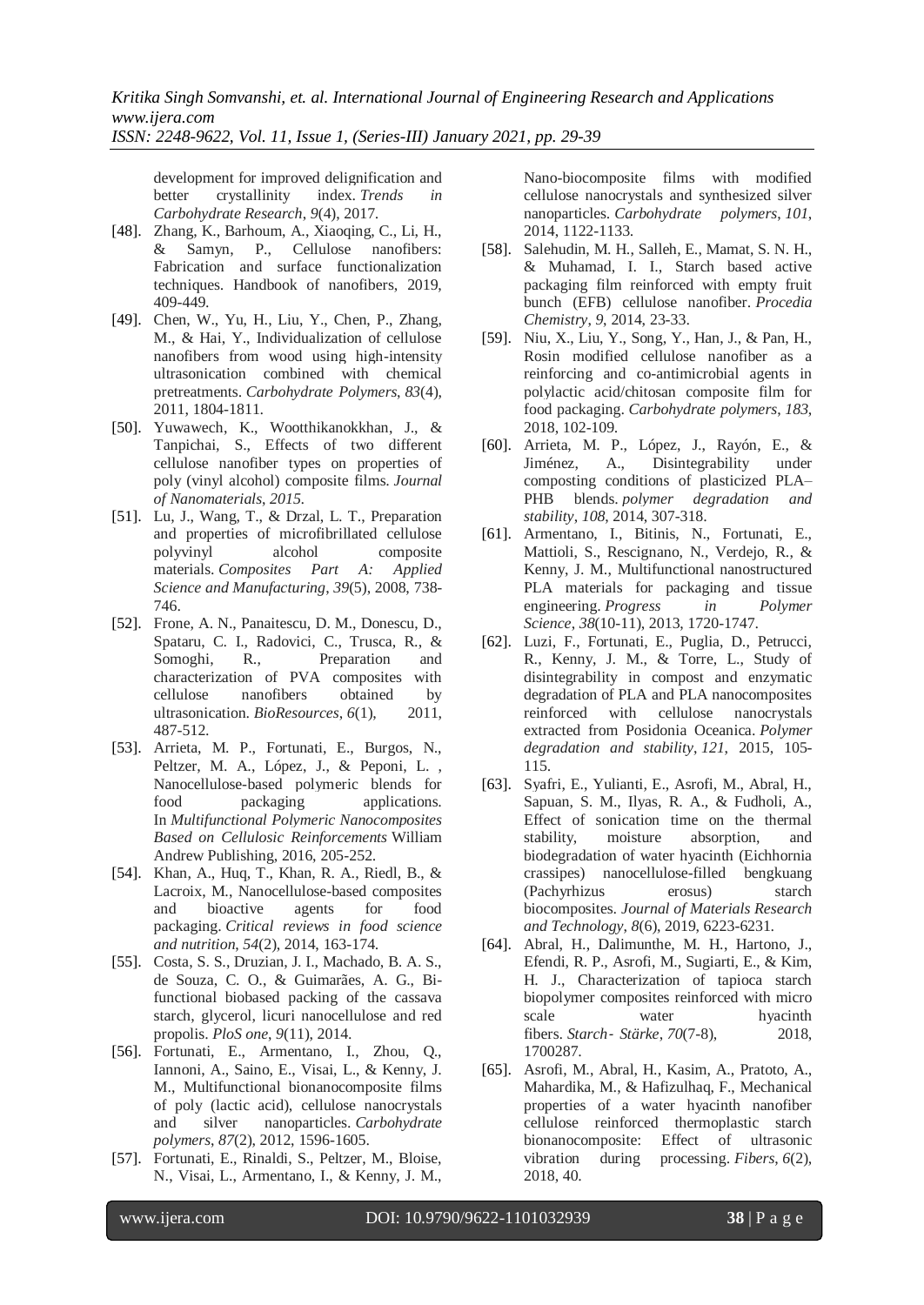development for improved delignification and better crystallinity index. *Trends in Carbohydrate Research*, *9*(4), 2017.

[48]. Zhang, K., Barhoum, A., Xiaoqing, C., Li, H., & Samyn, P., Cellulose nanofibers: Fabrication and surface functionalization techniques. Handbook of nanofibers, 2019, 409-449.

[49]. Chen, W., Yu, H., Liu, Y., Chen, P., Zhang, M., & Hai, Y., Individualization of cellulose nanofibers from wood using high-intensity ultrasonication combined with chemical pretreatments. *Carbohydrate Polymers*, *83*(4), 2011, 1804-1811.

[50]. Yuwawech, K., Wootthikanokkhan, J., & Tanpichai, S., Effects of two different cellulose nanofiber types on properties of poly (vinyl alcohol) composite films. *Journal of Nanomaterials*, *2015*.

[51]. Lu, J., Wang, T., & Drzal, L. T., Preparation and properties of microfibrillated cellulose polyvinyl alcohol composite materials. *Composites Part A: Applied Science and Manufacturing*, *39*(5), 2008, 738-746.

[52]. Frone, A. N., Panaitescu, D. M., Donescu, D., Spataru, C. I., Radovici, C., Trusca, R., & Somoghi, R., Preparation and characterization of PVA composites with cellulose nanofibers obtained by ultrasonication. *BioResources*, *6*(1), 2011, 487-512.

[53]. Arrieta, M. P., Fortunati, E., Burgos, N., Peltzer, M. A., López, J., & Peponi, L. , Nanocellulose-based polymeric blends for food packaging applications. In *Multifunctional Polymeric Nanocomposites Based on Cellulosic Reinforcements* William Andrew Publishing, 2016, 205-252.

[54]. Khan, A., Huq, T., Khan, R. A., Riedl, B., & Lacroix, M., Nanocellulose-based composites and bioactive agents for food packaging. *Critical reviews in food science and nutrition*, *54*(2), 2014, 163-174.

[55]. Costa, S. S., Druzian, J. I., Machado, B. A. S., de Souza, C. O., & Guimarães, A. G., Bi-functional biobased packing of the cassava starch, glycerol, licuri nanocellulose and red propolis. *PloS one*, *9*(11), 2014.

[56]. Fortunati, E., Armentano, I., Zhou, Q., Iannoni, A., Saino, E., Visai, L., & Kenny, J. M., Multifunctional bionanocomposite films of poly (lactic acid), cellulose nanocrystals and silver nanoparticles. *Carbohydrate polymers*, *87*(2), 2012, 1596-1605.

[57]. Fortunati, E., Rinaldi, S., Peltzer, M., Bloise, N., Visai, L., Armentano, I., & Kenny, J. M., Nano-biocomposite films with modified cellulose nanocrystals and synthesized silver nanoparticles. *Carbohydrate polymers*, *101*, 2014, 1122-1133.

[58]. Salehudin, M. H., Salleh, E., Mamat, S. N. H., & Muhamad, I. I., Starch based active packaging film reinforced with empty fruit bunch (EFB) cellulose nanofiber. *Procedia Chemistry*, *9*, 2014, 23-33.

[59]. Niu, X., Liu, Y., Song, Y., Han, J., & Pan, H., Rosin modified cellulose nanofiber as a reinforcing and co-antimicrobial agents in polylactic acid/chitosan composite film for food packaging. *Carbohydrate polymers*, *183*, 2018, 102-109.

[60]. Arrieta, M. P., López, J., Rayón, E., & Jiménez, A., Disintegrability under composting conditions of plasticized PLA–PHB blends. *polymer degradation and stability*, *108*, 2014, 307-318.

[61]. Armentano, I., Bitinis, N., Fortunati, E., Mattioli, S., Rescignano, N., Verdejo, R., & Kenny, J. M., Multifunctional nanostructured PLA materials for packaging and tissue engineering. *Progress in Polymer Science*, *38*(10-11), 2013, 1720-1747.

[62]. Luzi, F., Fortunati, E., Puglia, D., Petrucci, R., Kenny, J. M., & Torre, L., Study of disintegrability in compost and enzymatic degradation of PLA and PLA nanocomposites reinforced with cellulose nanocrystals extracted from Posidonia Oceanica. *Polymer degradation and stability*, *121*, 2015, 105-115.

[63]. Syafri, E., Yulianti, E., Asrofi, M., Abral, H., Sapuan, S. M., Ilyas, R. A., & Fudholi, A., Effect of sonication time on the thermal stability, moisture absorption, and biodegradation of water hyacinth (Eichhornia crassipes) nanocellulose-filled bengkuang (Pachyrhizus erosus) starch biocomposites. *Journal of Materials Research and Technology*, *8*(6), 2019, 6223-6231.

[64]. Abral, H., Dalimunthe, M. H., Hartono, J., Efendi, R. P., Asrofi, M., Sugiarti, E., & Kim, H. J., Characterization of tapioca starch biopolymer composites reinforced with micro scale water hyacinth fibers. *Starch‐Stärke*, *70*(7-8), 2018, 1700287.

[65]. Asrofi, M., Abral, H., Kasim, A., Pratoto, A., Mahardika, M., & Hafizulhaq, F., Mechanical properties of a water hyacinth nanofiber cellulose reinforced thermoplastic starch bionanocomposite: Effect of ultrasonic vibration during processing. *Fibers*, *6*(2), 2018, 40.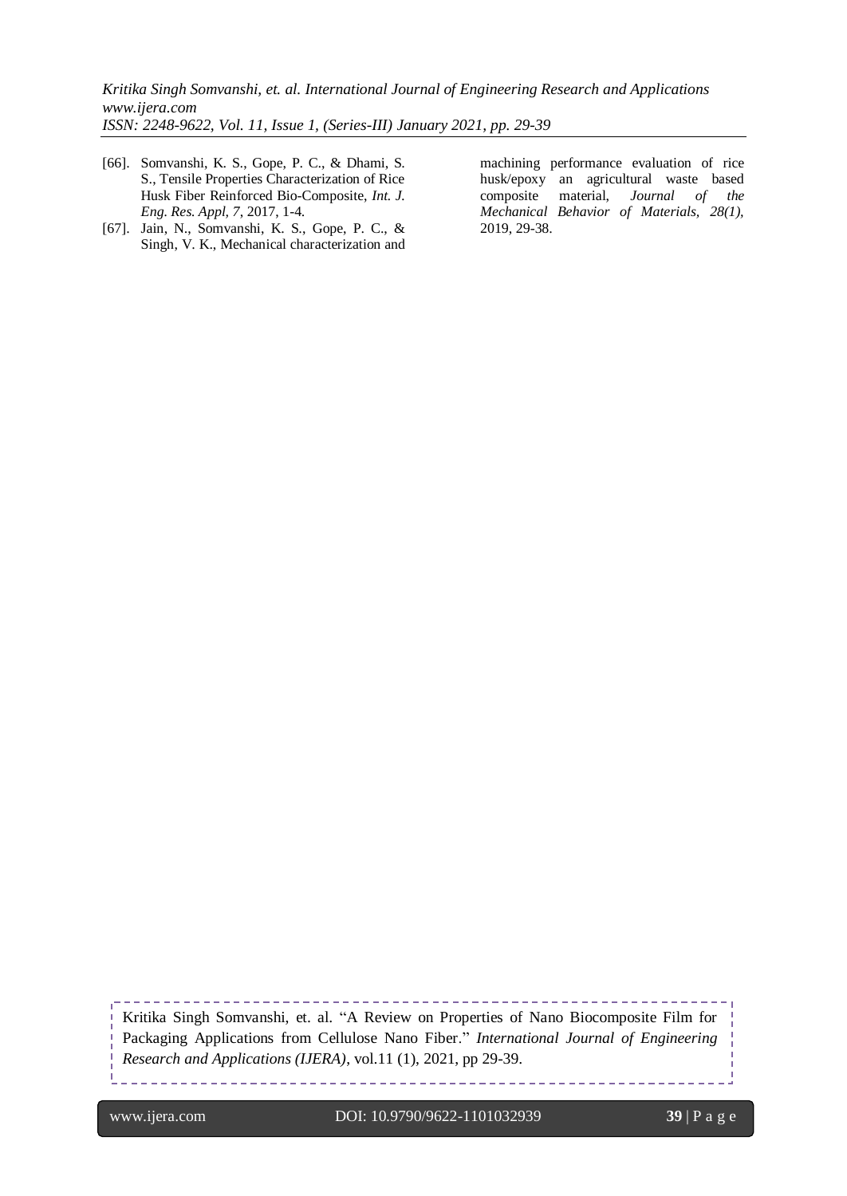[66]. Somvanshi, K. S., Gope, P. C., & Dhami, S. S., Tensile Properties Characterization of Rice Husk Fiber Reinforced Bio-Composite, *Int. J. Eng. Res. Appl, 7*, 2017, 1-4.

[67]. Jain, N., Somvanshi, K. S., Gope, P. C., & Singh, V. K., Mechanical characterization and machining performance evaluation of rice husk/epoxy an agricultural waste based composite material, *Journal of the Mechanical Behavior of Materials, 28(1),* 2019, 29-38.

Kritika Singh Somvanshi, et. al. "A Review on Properties of Nano Biocomposite Film for Packaging Applications from Cellulose Nano Fiber." *International Journal of Engineering Research and Applications (IJERA)*, vol.11 (1), 2021, pp 29-39.